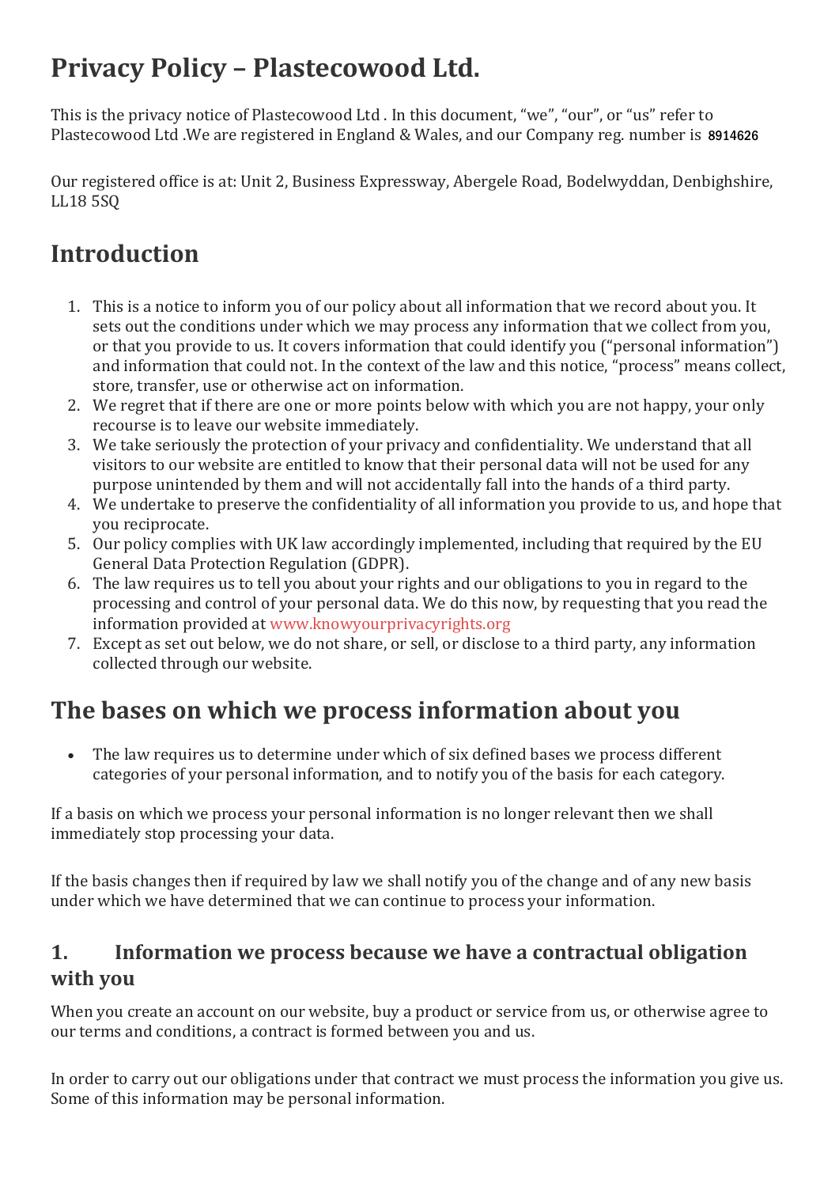# Privacy Policy – Plastecowood Ltd.

This is the privacy notice of Plastecowood Ltd . In this document, "we", "our", or "us" refer to Plastecowood Ltd .We are registered in England & Wales, and our Company reg. number is **8914626**

Our registered office is at: Unit 2, Business Expressway, Abergele Road, Bodelwyddan, Denbighshire, LL18 5SQ

## Introduction

1. This is a notice to inform you of our policy about all information that we record about you. It sets out the conditions under which we may process any information that we collect from you, or that you provide to us. It covers information that could identify you ("personal information") and information that could not. In the context of the law and this notice, "process" means collect, store, transfer, use or otherwise act on information.
2. We regret that if there are one or more points below with which you are not happy, your only recourse is to leave our website immediately.
3. We take seriously the protection of your privacy and confidentiality. We understand that all visitors to our website are entitled to know that their personal data will not be used for any purpose unintended by them and will not accidentally fall into the hands of a third party.
4. We undertake to preserve the confidentiality of all information you provide to us, and hope that you reciprocate.
5. Our policy complies with UK law accordingly implemented, including that required by the EU General Data Protection Regulation (GDPR).
6. The law requires us to tell you about your rights and our obligations to you in regard to the processing and control of your personal data. We do this now, by requesting that you read the information provided at www.knowyourprivacyrights.org
7. Except as set out below, we do not share, or sell, or disclose to a third party, any information collected through our website.

## The bases on which we process information about you

- The law requires us to determine under which of six defined bases we process different categories of your personal information, and to notify you of the basis for each category.

If a basis on which we process your personal information is no longer relevant then we shall immediately stop processing your data.

If the basis changes then if required by law we shall notify you of the change and of any new basis under which we have determined that we can continue to process your information.

### 1. Information we process because we have a contractual obligation with you

When you create an account on our website, buy a product or service from us, or otherwise agree to our terms and conditions, a contract is formed between you and us.

In order to carry out our obligations under that contract we must process the information you give us. Some of this information may be personal information.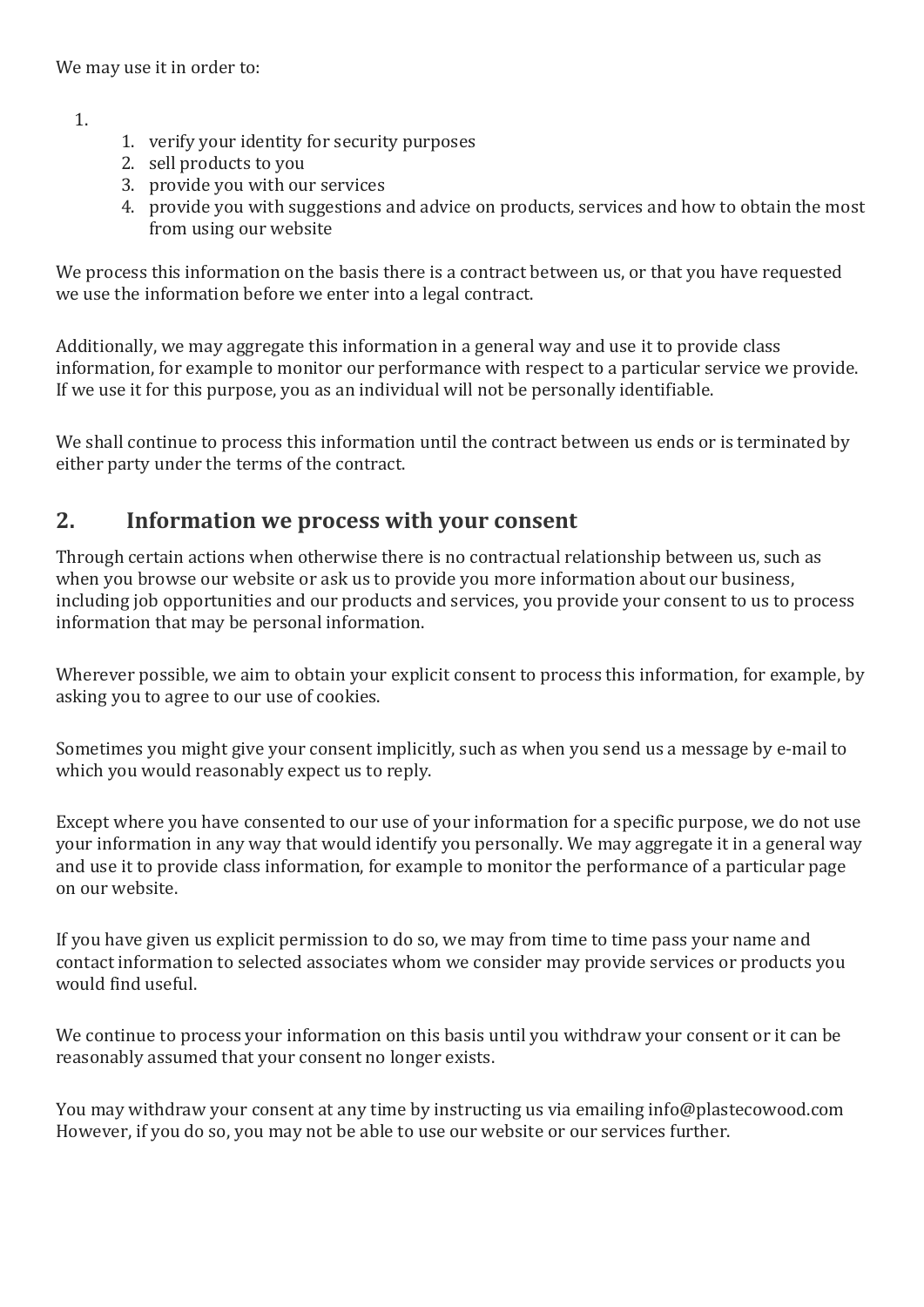We may use it in order to:

1. 
    1. verify your identity for security purposes
    2. sell products to you
    3. provide you with our services
    4. provide you with suggestions and advice on products, services and how to obtain the most from using our website

We process this information on the basis there is a contract between us, or that you have requested we use the information before we enter into a legal contract.

Additionally, we may aggregate this information in a general way and use it to provide class information, for example to monitor our performance with respect to a particular service we provide. If we use it for this purpose, you as an individual will not be personally identifiable.

We shall continue to process this information until the contract between us ends or is terminated by either party under the terms of the contract.

## 2. Information we process with your consent

Through certain actions when otherwise there is no contractual relationship between us, such as when you browse our website or ask us to provide you more information about our business, including job opportunities and our products and services, you provide your consent to us to process information that may be personal information.

Wherever possible, we aim to obtain your explicit consent to process this information, for example, by asking you to agree to our use of cookies.

Sometimes you might give your consent implicitly, such as when you send us a message by e-mail to which you would reasonably expect us to reply.

Except where you have consented to our use of your information for a specific purpose, we do not use your information in any way that would identify you personally. We may aggregate it in a general way and use it to provide class information, for example to monitor the performance of a particular page on our website.

If you have given us explicit permission to do so, we may from time to time pass your name and contact information to selected associates whom we consider may provide services or products you would find useful.

We continue to process your information on this basis until you withdraw your consent or it can be reasonably assumed that your consent no longer exists.

You may withdraw your consent at any time by instructing us via emailing info@plastecowood.com However, if you do so, you may not be able to use our website or our services further.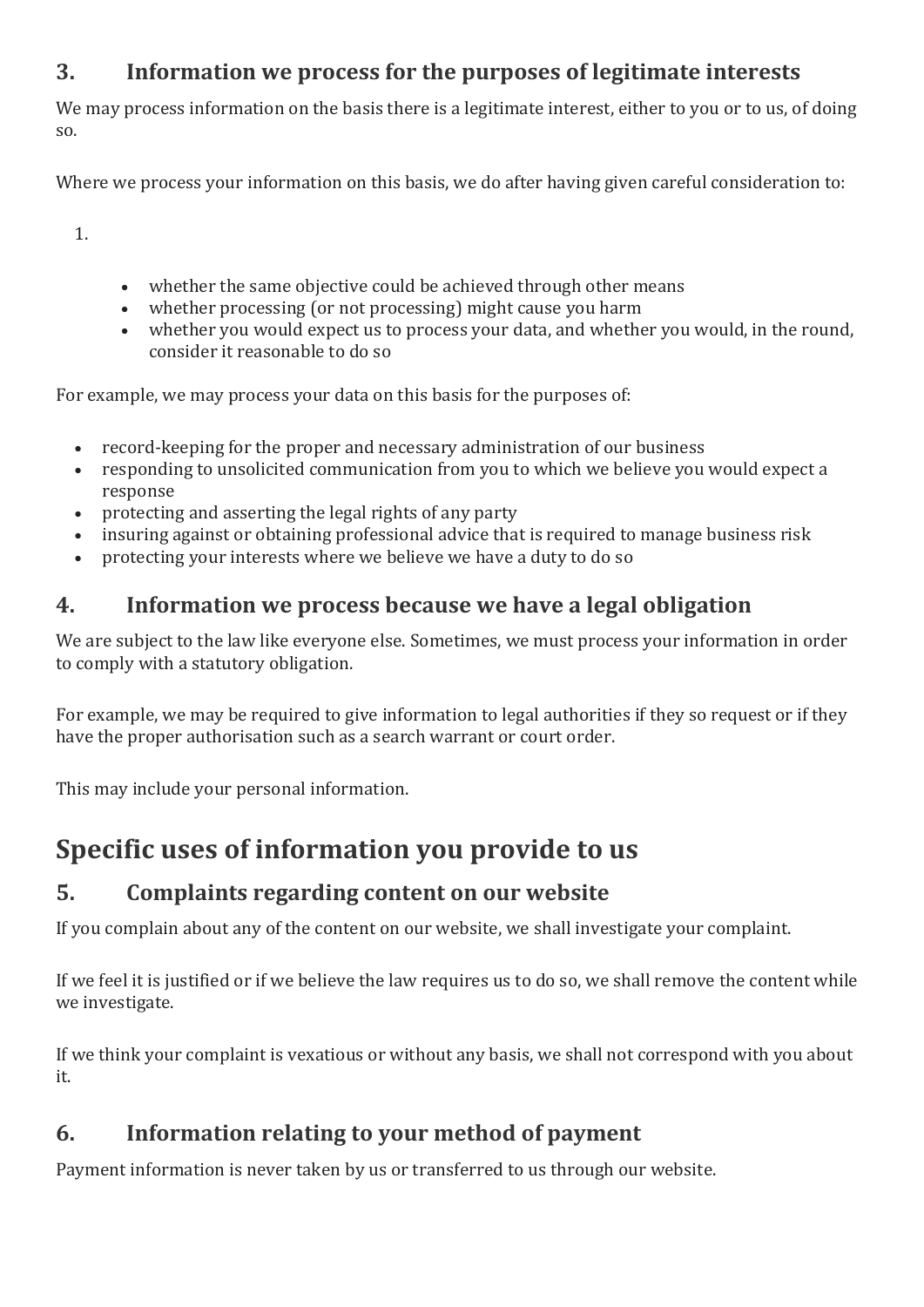### 3. Information we process for the purposes of legitimate interests

We may process information on the basis there is a legitimate interest, either to you or to us, of doing so.

Where we process your information on this basis, we do after having given careful consideration to:

1.

    - whether the same objective could be achieved through other means
    - whether processing (or not processing) might cause you harm
    - whether you would expect us to process your data, and whether you would, in the round, consider it reasonable to do so

For example, we may process your data on this basis for the purposes of:

- record-keeping for the proper and necessary administration of our business
- responding to unsolicited communication from you to which we believe you would expect a response
- protecting and asserting the legal rights of any party
- insuring against or obtaining professional advice that is required to manage business risk
- protecting your interests where we believe we have a duty to do so

### 4. Information we process because we have a legal obligation

We are subject to the law like everyone else. Sometimes, we must process your information in order to comply with a statutory obligation.

For example, we may be required to give information to legal authorities if they so request or if they have the proper authorisation such as a search warrant or court order.

This may include your personal information.

## Specific uses of information you provide to us

### 5. Complaints regarding content on our website

If you complain about any of the content on our website, we shall investigate your complaint.

If we feel it is justified or if we believe the law requires us to do so, we shall remove the content while we investigate.

If we think your complaint is vexatious or without any basis, we shall not correspond with you about it.

### 6. Information relating to your method of payment

Payment information is never taken by us or transferred to us through our website.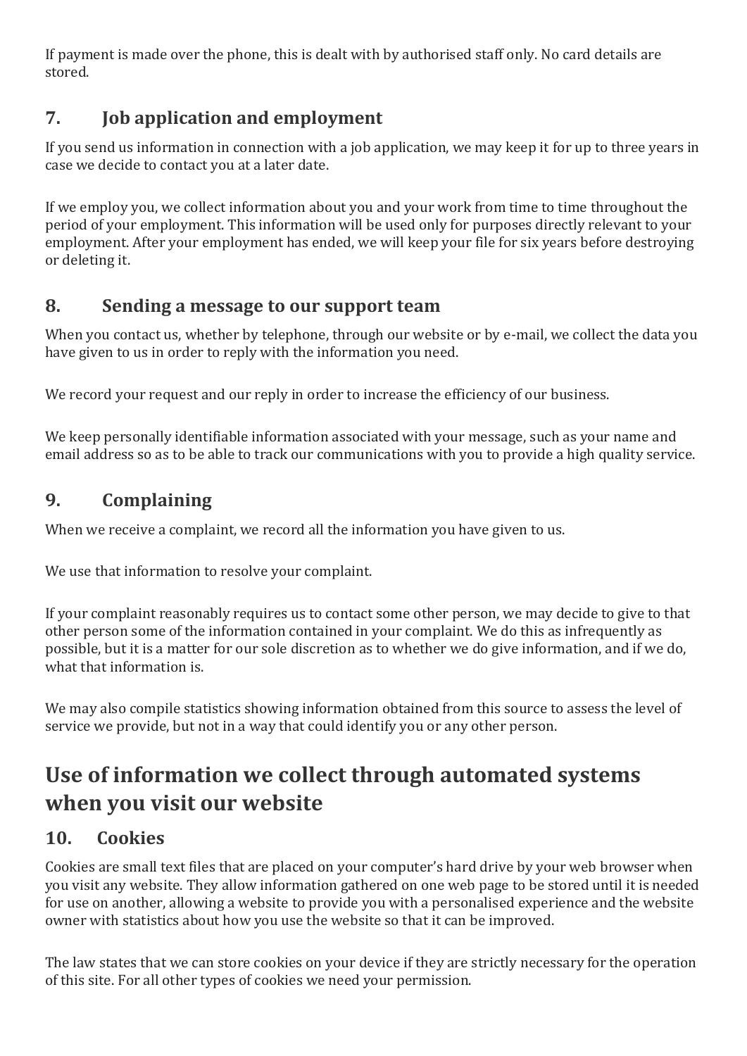If payment is made over the phone, this is dealt with by authorised staff only. No card details are stored.

### 7. Job application and employment

If you send us information in connection with a job application, we may keep it for up to three years in case we decide to contact you at a later date.

If we employ you, we collect information about you and your work from time to time throughout the period of your employment. This information will be used only for purposes directly relevant to your employment. After your employment has ended, we will keep your file for six years before destroying or deleting it.

### 8. Sending a message to our support team

When you contact us, whether by telephone, through our website or by e-mail, we collect the data you have given to us in order to reply with the information you need.

We record your request and our reply in order to increase the efficiency of our business.

We keep personally identifiable information associated with your message, such as your name and email address so as to be able to track our communications with you to provide a high quality service.

### 9. Complaining

When we receive a complaint, we record all the information you have given to us.

We use that information to resolve your complaint.

If your complaint reasonably requires us to contact some other person, we may decide to give to that other person some of the information contained in your complaint. We do this as infrequently as possible, but it is a matter for our sole discretion as to whether we do give information, and if we do, what that information is.

We may also compile statistics showing information obtained from this source to assess the level of service we provide, but not in a way that could identify you or any other person.

## Use of information we collect through automated systems when you visit our website

### 10. Cookies

Cookies are small text files that are placed on your computer's hard drive by your web browser when you visit any website. They allow information gathered on one web page to be stored until it is needed for use on another, allowing a website to provide you with a personalised experience and the website owner with statistics about how you use the website so that it can be improved.

The law states that we can store cookies on your device if they are strictly necessary for the operation of this site. For all other types of cookies we need your permission.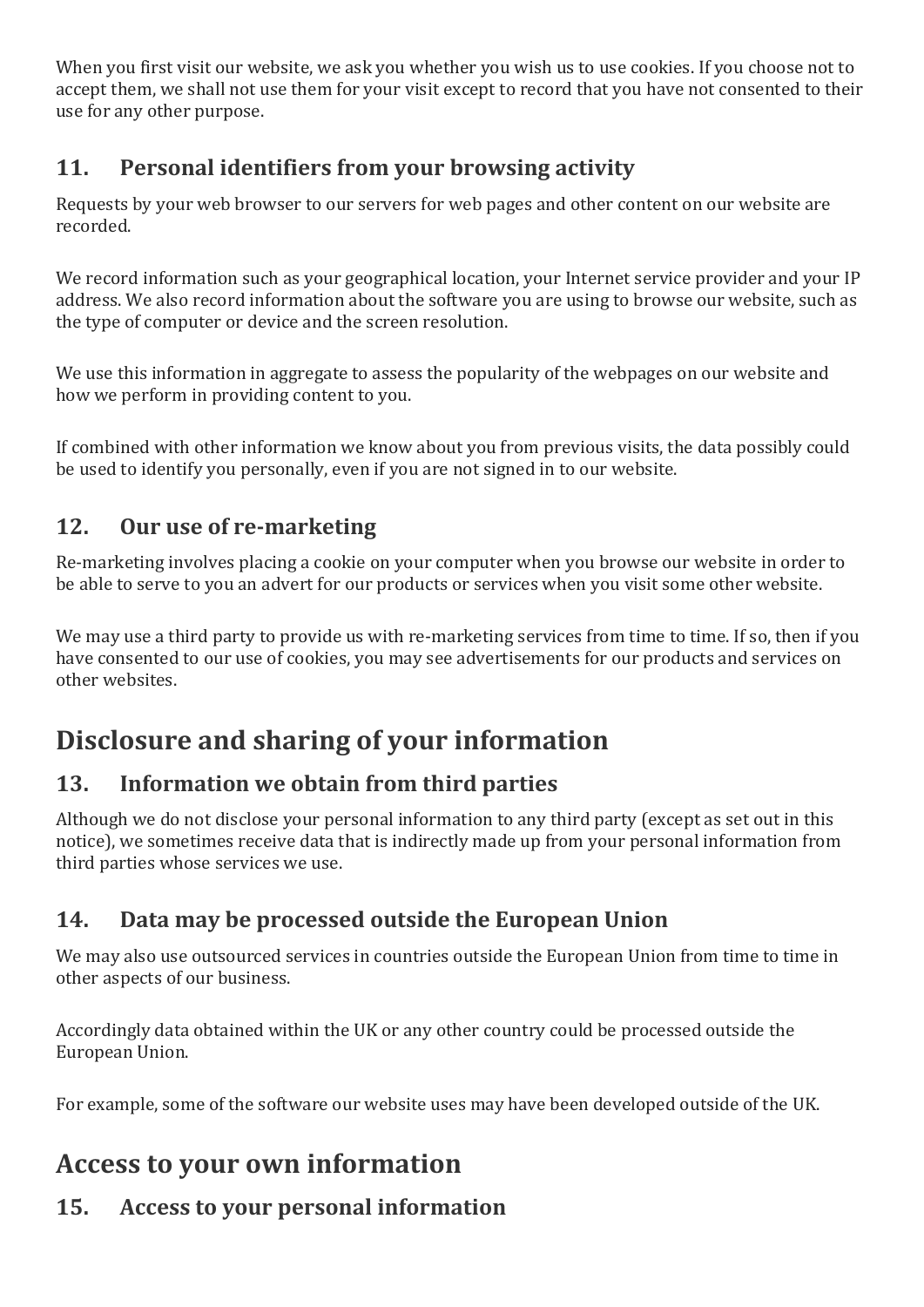When you first visit our website, we ask you whether you wish us to use cookies. If you choose not to accept them, we shall not use them for your visit except to record that you have not consented to their use for any other purpose.

### 11. Personal identifiers from your browsing activity

Requests by your web browser to our servers for web pages and other content on our website are recorded.

We record information such as your geographical location, your Internet service provider and your IP address. We also record information about the software you are using to browse our website, such as the type of computer or device and the screen resolution.

We use this information in aggregate to assess the popularity of the webpages on our website and how we perform in providing content to you.

If combined with other information we know about you from previous visits, the data possibly could be used to identify you personally, even if you are not signed in to our website.

### 12. Our use of re-marketing

Re-marketing involves placing a cookie on your computer when you browse our website in order to be able to serve to you an advert for our products or services when you visit some other website.

We may use a third party to provide us with re-marketing services from time to time. If so, then if you have consented to our use of cookies, you may see advertisements for our products and services on other websites.

## Disclosure and sharing of your information

### 13. Information we obtain from third parties

Although we do not disclose your personal information to any third party (except as set out in this notice), we sometimes receive data that is indirectly made up from your personal information from third parties whose services we use.

### 14. Data may be processed outside the European Union

We may also use outsourced services in countries outside the European Union from time to time in other aspects of our business.

Accordingly data obtained within the UK or any other country could be processed outside the European Union.

For example, some of the software our website uses may have been developed outside of the UK.

## Access to your own information

### 15. Access to your personal information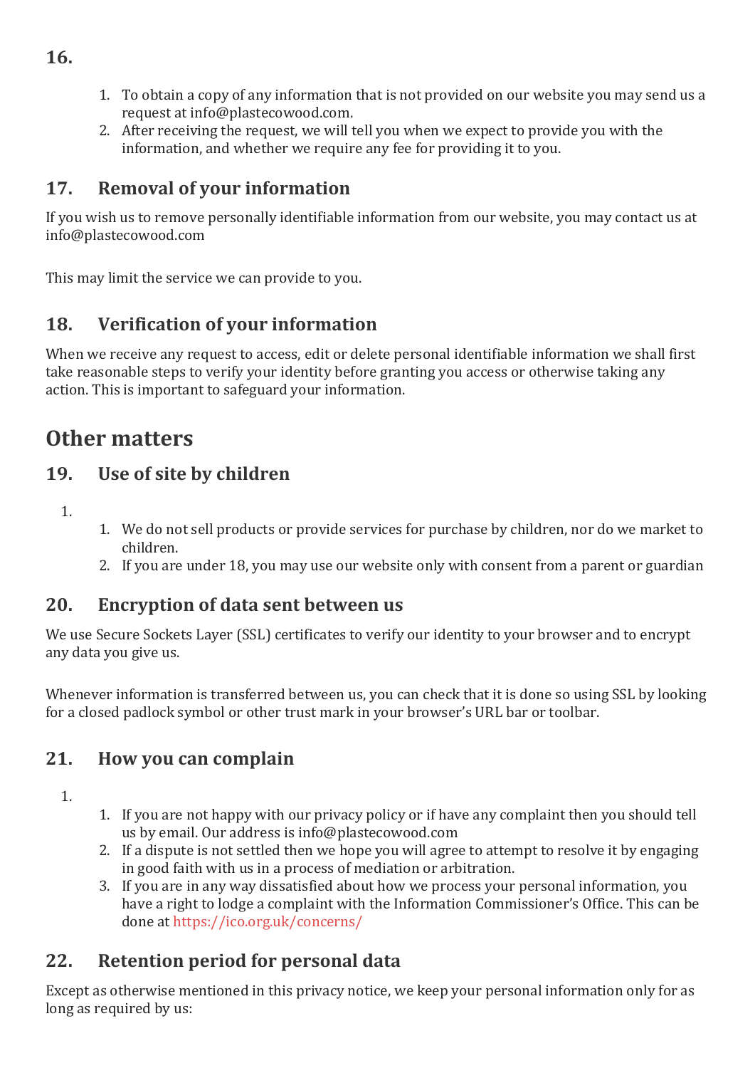## 16.

1. To obtain a copy of any information that is not provided on our website you may send us a request at info@plastecowood.com.
2. After receiving the request, we will tell you when we expect to provide you with the information, and whether we require any fee for providing it to you.

## 17. Removal of your information

If you wish us to remove personally identifiable information from our website, you may contact us at info@plastecowood.com

This may limit the service we can provide to you.

## 18. Verification of your information

When we receive any request to access, edit or delete personal identifiable information we shall first take reasonable steps to verify your identity before granting you access or otherwise taking any action. This is important to safeguard your information.

# Other matters

## 19. Use of site by children

1.
    1. We do not sell products or provide services for purchase by children, nor do we market to children.
    2. If you are under 18, you may use our website only with consent from a parent or guardian

## 20. Encryption of data sent between us

We use Secure Sockets Layer (SSL) certificates to verify our identity to your browser and to encrypt any data you give us.

Whenever information is transferred between us, you can check that it is done so using SSL by looking for a closed padlock symbol or other trust mark in your browser's URL bar or toolbar.

## 21. How you can complain

1.
    1. If you are not happy with our privacy policy or if have any complaint then you should tell us by email. Our address is info@plastecowood.com
    2. If a dispute is not settled then we hope you will agree to attempt to resolve it by engaging in good faith with us in a process of mediation or arbitration.
    3. If you are in any way dissatisfied about how we process your personal information, you have a right to lodge a complaint with the Information Commissioner's Office. This can be done at https://ico.org.uk/concerns/

## 22. Retention period for personal data

Except as otherwise mentioned in this privacy notice, we keep your personal information only for as long as required by us: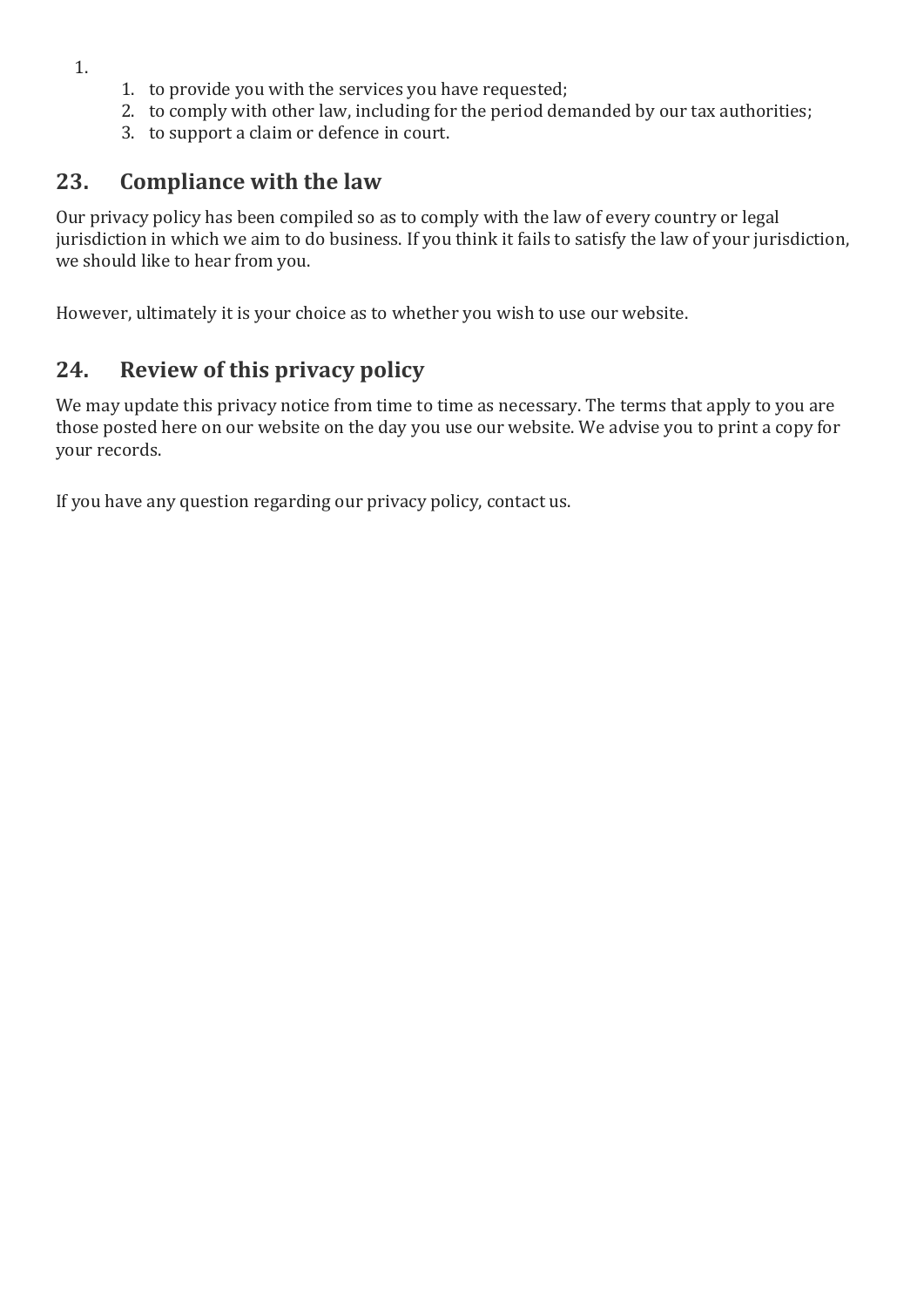1.
    1. to provide you with the services you have requested;
    2. to comply with other law, including for the period demanded by our tax authorities;
    3. to support a claim or defence in court.

## 23. Compliance with the law

Our privacy policy has been compiled so as to comply with the law of every country or legal jurisdiction in which we aim to do business. If you think it fails to satisfy the law of your jurisdiction, we should like to hear from you.

However, ultimately it is your choice as to whether you wish to use our website.

## 24. Review of this privacy policy

We may update this privacy notice from time to time as necessary. The terms that apply to you are those posted here on our website on the day you use our website. We advise you to print a copy for your records.

If you have any question regarding our privacy policy, contact us.